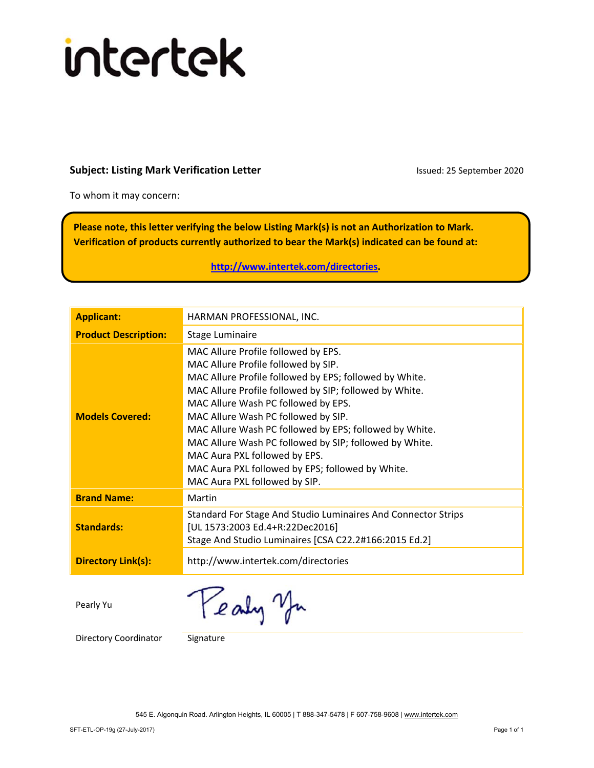intertek

**Subject: Listing Mark Verification Letter**

Issued: 25 September 2020

To whom it may concern:

**Please note, this letter verifying the below Listing Mark(s) is not an Authorization to Mark. Verification of products currently authorized to bear the Mark(s) indicated can be found at:**

**http://www.intertek.com/directories.**

| | |
|---|---|
| **Applicant:** | HARMAN PROFESSIONAL, INC. |
| **Product Description:** | Stage Luminaire |
| **Models Covered:** | MAC Allure Profile followed by EPS.<br>MAC Allure Profile followed by SIP.<br>MAC Allure Profile followed by EPS; followed by White.<br>MAC Allure Profile followed by SIP; followed by White.<br>MAC Allure Wash PC followed by EPS.<br>MAC Allure Wash PC followed by SIP.<br>MAC Allure Wash PC followed by EPS; followed by White.<br>MAC Allure Wash PC followed by SIP; followed by White.<br>MAC Aura PXL followed by EPS.<br>MAC Aura PXL followed by EPS; followed by White.<br>MAC Aura PXL followed by SIP. |
| **Brand Name:** | Martin |
| **Standards:** | Standard For Stage And Studio Luminaires And Connector Strips [UL 1573:2003 Ed.4+R:22Dec2016]<br>Stage And Studio Luminaires [CSA C22.2#166:2015 Ed.2] |
| **Directory Link(s):** | http://www.intertek.com/directories |

Pearly Yu

Directory Coordinator

Signature

545 E. Algonquin Road. Arlington Heights, IL 60005 | T 888-347-5478 | F 607-758-9608 | www.intertek.com

SFT-ETL-OP-19g (27-July-2017)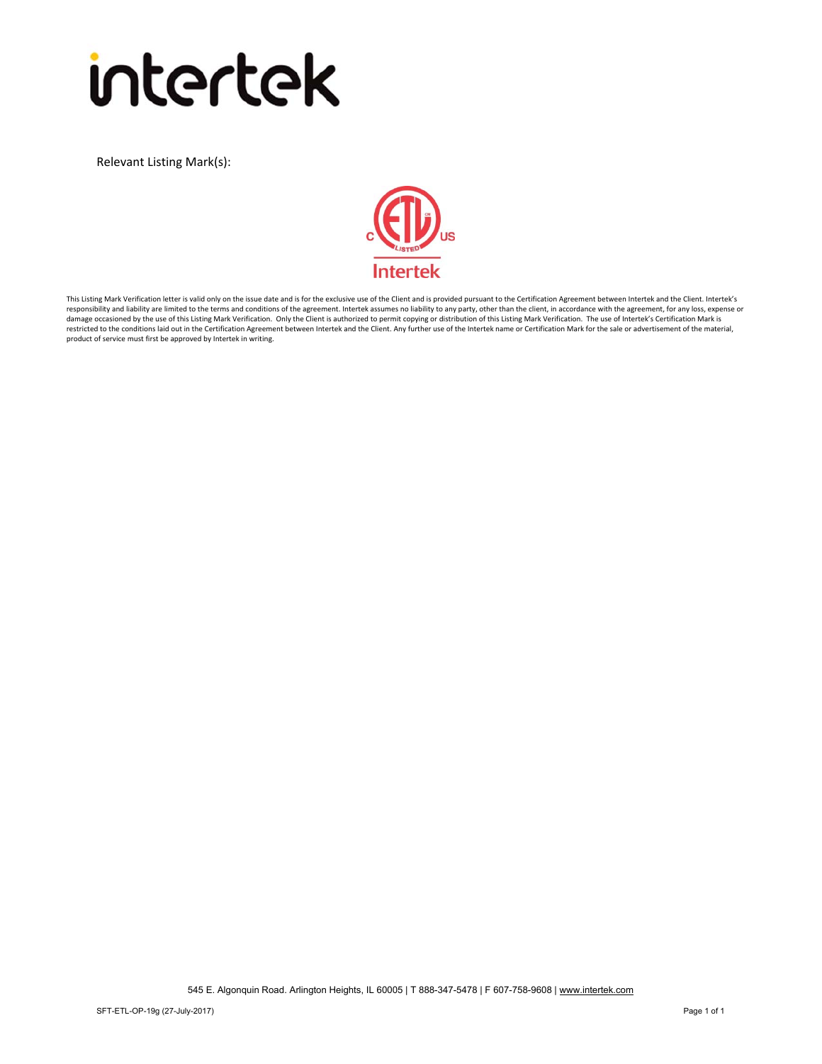Relevant Listing Mark(s):

This Listing Mark Verification letter is valid only on the issue date and is for the exclusive use of the Client and is provided pursuant to the Certification Agreement between Intertek and the Client. Intertek's responsibility and liability are limited to the terms and conditions of the agreement. Intertek assumes no liability to any party, other than the client, in accordance with the agreement, for any loss, expense or damage occasioned by the use of this Listing Mark Verification. Only the Client is authorized to permit copying or distribution of this Listing Mark Verification. The use of Intertek's Certification Mark is restricted to the conditions laid out in the Certification Agreement between Intertek and the Client. Any further use of the Intertek name or Certification Mark for the sale or advertisement of the material, product of service must first be approved by Intertek in writing.

545 E. Algonquin Road. Arlington Heights, IL 60005 | T 888-347-5478 | F 607-758-9608 | www.intertek.com

SFT-ETL-OP-19g (27-July-2017)